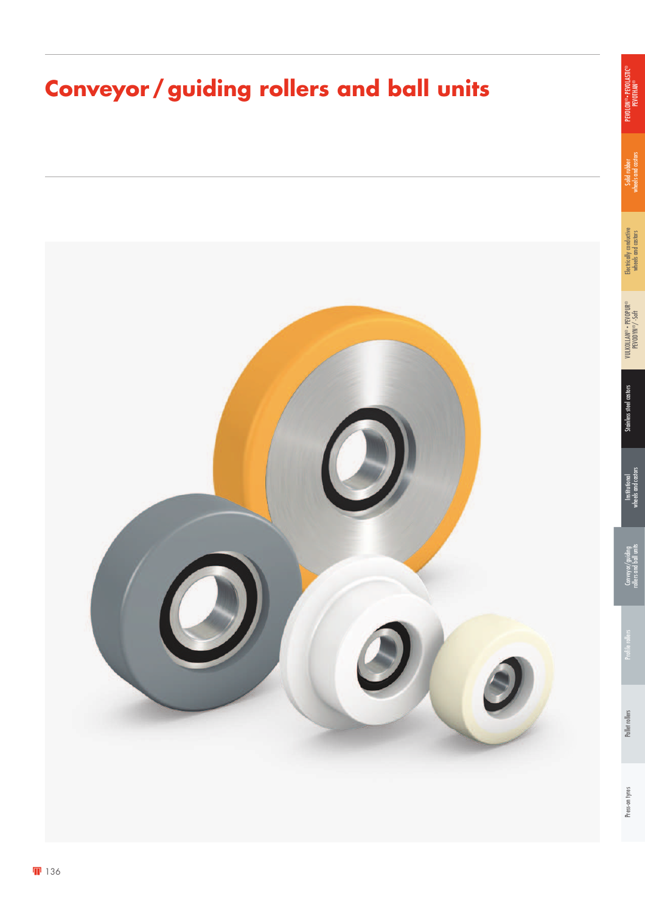# Conveyor / guiding rollers and ball units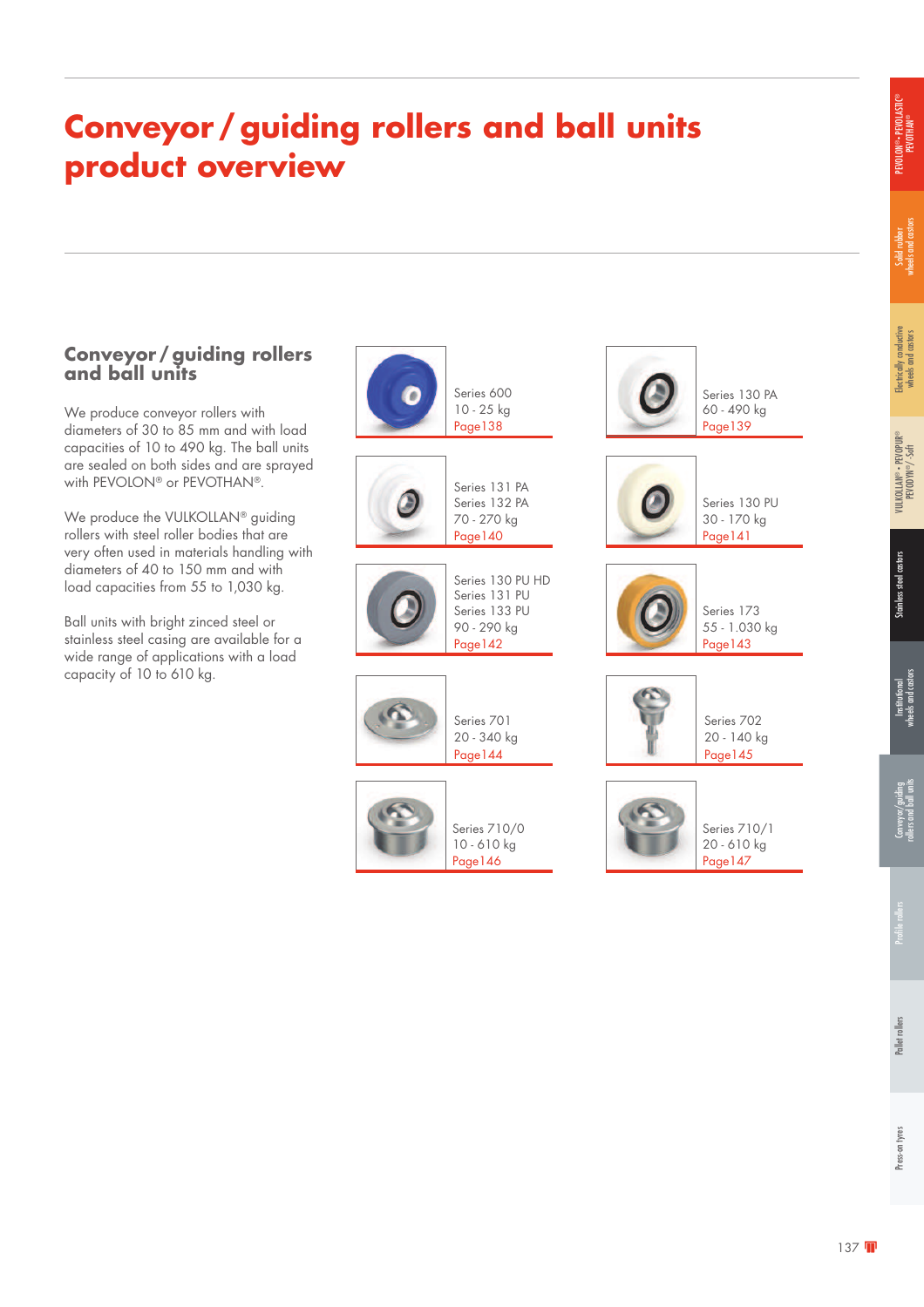# Conveyor / guiding rollers and ball units product overview

## Conveyor / guiding rollers and ball units

We produce conveyor rollers with diameters of 30 to 85 mm and with load capacities of 10 to 490 kg. The ball units are sealed on both sides and are sprayed with PEVOLON® or PEVOTHAN®.

We produce the VULKOLLAN® guiding rollers with steel roller bodies that are very often used in materials handling with diameters of 40 to 150 mm and with load capacities from 55 to 1,030 kg.

Ball units with bright zinced steel or stainless steel casing are available for a wide range of applications with a load capacity of 10 to 610 kg.

Series 600
10 - 25 kg
Page 138

Series 130 PA
60 - 490 kg
Page 139

Series 131 PA
Series 132 PA
70 - 270 kg
Page 140

Series 130 PU
30 - 170 kg
Page 141

Series 130 PU HD
Series 131 PU
Series 133 PU
90 - 290 kg
Page 142

Series 173
55 - 1.030 kg
Page 143

Series 701
20 - 340 kg
Page 144

Series 702
20 - 140 kg
Page 145

Series 710/0
10 - 610 kg
Page 146

Series 710/1
20 - 610 kg
Page 147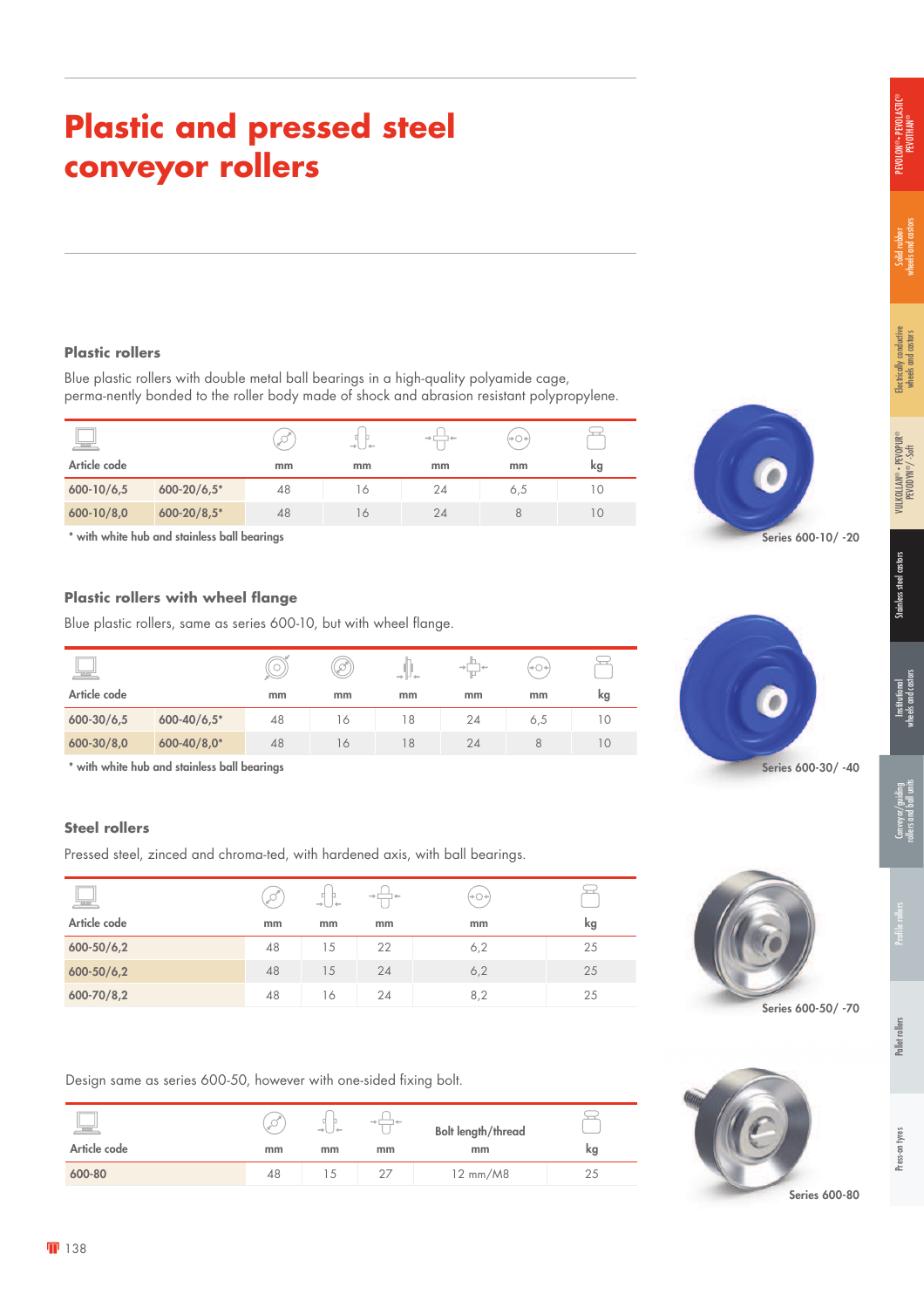# Plastic and pressed steel conveyor rollers

### Plastic rollers

Blue plastic rollers with double metal ball bearings in a high-quality polyamide cage, perma-nently bonded to the roller body made of shock and abrasion resistant polypropylene.

| Article code | | mm | mm | mm | mm | kg |
|---|---|---|---|---|---|---|
| 600-10/6,5 | 600-20/6,5* | 48 | 16 | 24 | 6,5 | 10 |
| 600-10/8,0 | 600-20/8,5* | 48 | 16 | 24 | 8 | 10 |

* with white hub and stainless ball bearings

Series 600-10/ -20

### Plastic rollers with wheel flange

Blue plastic rollers, same as series 600-10, but with wheel flange.

| Article code | | mm | mm | mm | mm | mm | kg |
|---|---|---|---|---|---|---|---|
| 600-30/6,5 | 600-40/6,5* | 48 | 16 | 18 | 24 | 6,5 | 10 |
| 600-30/8,0 | 600-40/8,0* | 48 | 16 | 18 | 24 | 8 | 10 |

* with white hub and stainless ball bearings

Series 600-30/ -40

### Steel rollers

Pressed steel, zinced and chroma-ted, with hardened axis, with ball bearings.

| Article code | mm | mm | mm | mm | kg |
|---|---|---|---|---|---|
| 600-50/6,2 | 48 | 15 | 22 | 6,2 | 25 |
| 600-50/6,2 | 48 | 15 | 24 | 6,2 | 25 |
| 600-70/8,2 | 48 | 16 | 24 | 8,2 | 25 |

Series 600-50/ -70

Design same as series 600-50, however with one-sided fixing bolt.

| Article code | mm | mm | mm | Bolt length/thread mm | kg |
|---|---|---|---|---|---|
| 600-80 | 48 | 15 | 27 | 12 mm/M8 | 25 |

Series 600-80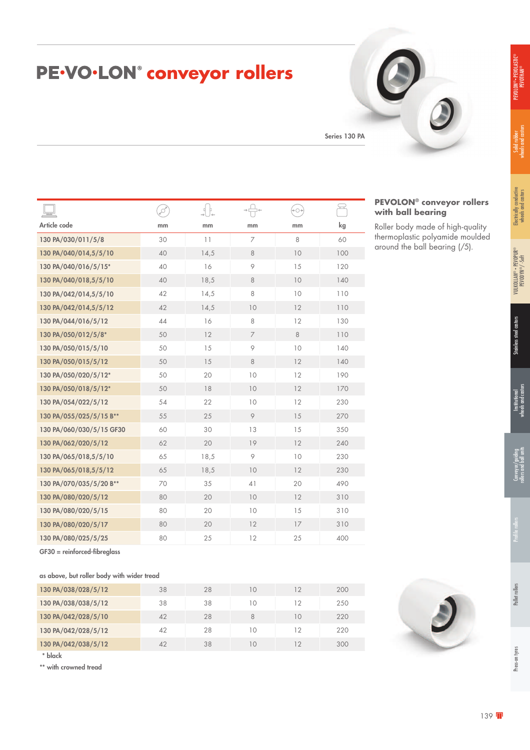# PE·VO·LON® conveyor rollers

Series 130 PA

| Article code | mm | mm | mm | mm | kg |
|---|---|---|---|---|---|
| 130 PA/030/011/5/8 | 30 | 11 | 7 | 8 | 60 |
| 130 PA/040/014,5/5/10 | 40 | 14,5 | 8 | 10 | 100 |
| 130 PA/040/016/5/15* | 40 | 16 | 9 | 15 | 120 |
| 130 PA/040/018,5/5/10 | 40 | 18,5 | 8 | 10 | 140 |
| 130 PA/042/014,5/5/10 | 42 | 14,5 | 8 | 10 | 110 |
| 130 PA/042/014,5/5/12 | 42 | 14,5 | 10 | 12 | 110 |
| 130 PA/044/016/5/12 | 44 | 16 | 8 | 12 | 130 |
| 130 PA/050/012/5/8* | 50 | 12 | 7 | 8 | 110 |
| 130 PA/050/015/5/10 | 50 | 15 | 9 | 10 | 140 |
| 130 PA/050/015/5/12 | 50 | 15 | 8 | 12 | 140 |
| 130 PA/050/020/5/12* | 50 | 20 | 10 | 12 | 190 |
| 130 PA/050/018/5/12* | 50 | 18 | 10 | 12 | 170 |
| 130 PA/054/022/5/12 | 54 | 22 | 10 | 12 | 230 |
| 130 PA/055/025/5/15 B** | 55 | 25 | 9 | 15 | 270 |
| 130 PA/060/030/5/15 GF30 | 60 | 30 | 13 | 15 | 350 |
| 130 PA/062/020/5/12 | 62 | 20 | 19 | 12 | 240 |
| 130 PA/065/018,5/5/10 | 65 | 18,5 | 9 | 10 | 230 |
| 130 PA/065/018,5/5/12 | 65 | 18,5 | 10 | 12 | 230 |
| 130 PA/070/035/5/20 B** | 70 | 35 | 41 | 20 | 490 |
| 130 PA/080/020/5/12 | 80 | 20 | 10 | 12 | 310 |
| 130 PA/080/020/5/15 | 80 | 20 | 10 | 15 | 310 |
| 130 PA/080/020/5/17 | 80 | 20 | 12 | 17 | 310 |
| 130 PA/080/025/5/25 | 80 | 25 | 12 | 25 | 400 |

GF30 = reinforced-fibreglass

as above, but roller body with wider tread

| Article code | mm | mm | mm | mm | kg |
|---|---|---|---|---|---|
| 130 PA/038/028/5/12 | 38 | 28 | 10 | 12 | 200 |
| 130 PA/038/038/5/12 | 38 | 38 | 10 | 12 | 250 |
| 130 PA/042/028/5/10 | 42 | 28 | 8 | 10 | 220 |
| 130 PA/042/028/5/12 | 42 | 28 | 10 | 12 | 220 |
| 130 PA/042/038/5/12 | 42 | 38 | 10 | 12 | 300 |

\* black

** with crowned tread

## PEVOLON® conveyor rollers with ball bearing

Roller body made of high-quality thermoplastic polyamide moulded around the ball bearing (/5).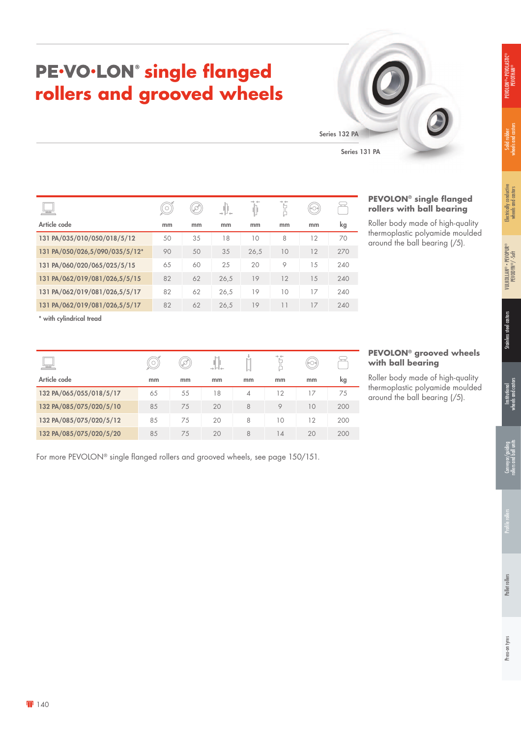# PE·VO·LON® single flanged rollers and grooved wheels

Series 132 PA

Series 131 PA

## PEVOLON® single flanged rollers with ball bearing

Roller body made of high-quality thermoplastic polyamide moulded around the ball bearing (/5).

| Article code | mm | mm | mm | mm | mm | mm | kg |
|---|---|---|---|---|---|---|---|
| 131 PA/035/010/050/018/5/12 | 50 | 35 | 18 | 10 | 8 | 12 | 70 |
| 131 PA/050/026,5/090/035/5/12* | 90 | 50 | 35 | 26,5 | 10 | 12 | 270 |
| 131 PA/060/020/065/025/5/15 | 65 | 60 | 25 | 20 | 9 | 15 | 240 |
| 131 PA/062/019/081/026,5/5/15 | 82 | 62 | 26,5 | 19 | 12 | 15 | 240 |
| 131 PA/062/019/081/026,5/5/17 | 82 | 62 | 26,5 | 19 | 10 | 17 | 240 |
| 131 PA/062/019/081/026,5/5/17 | 82 | 62 | 26,5 | 19 | 11 | 17 | 240 |

* with cylindrical tread

## PEVOLON® grooved wheels with ball bearing

Roller body made of high-quality thermoplastic polyamide moulded around the ball bearing (/5).

| Article code | mm | mm | mm | mm | mm | mm | kg |
|---|---|---|---|---|---|---|---|
| 132 PA/065/055/018/5/17 | 65 | 55 | 18 | 4 | 12 | 17 | 75 |
| 132 PA/085/075/020/5/10 | 85 | 75 | 20 | 8 | 9 | 10 | 200 |
| 132 PA/085/075/020/5/12 | 85 | 75 | 20 | 8 | 10 | 12 | 200 |
| 132 PA/085/075/020/5/20 | 85 | 75 | 20 | 8 | 14 | 20 | 200 |

For more PEVOLON® single flanged rollers and grooved wheels, see page 150/151.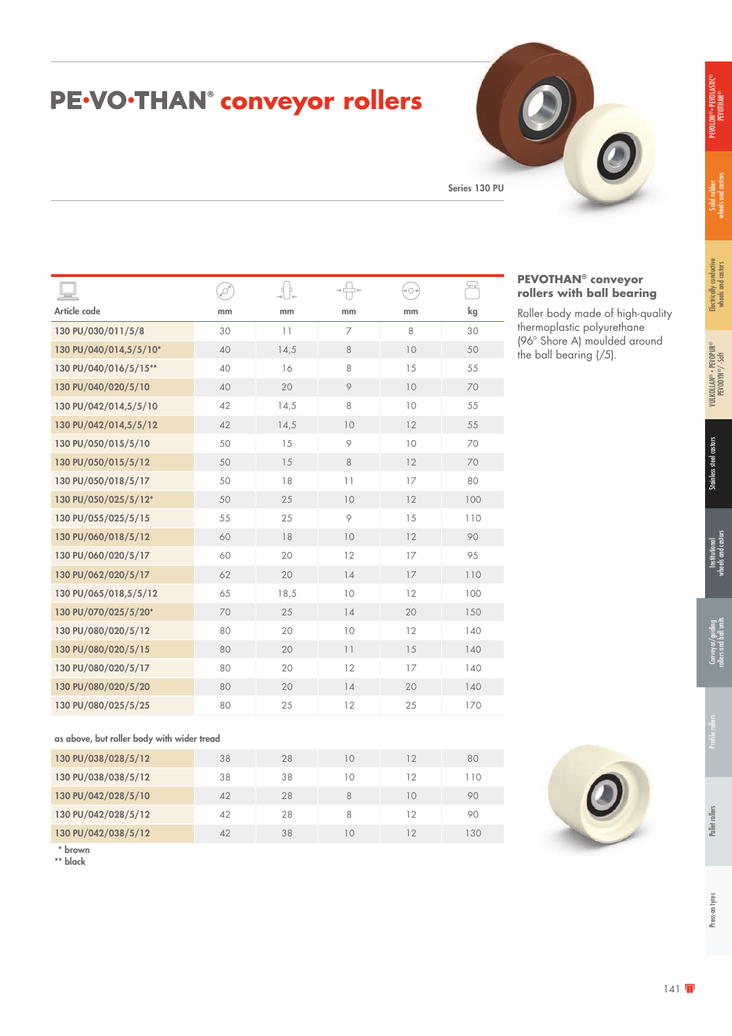# PE·VO·THAN® conveyor rollers

Series 130 PU

| Article code | mm | mm | mm | mm | kg |
|---|---|---|---|---|---|
| 130 PU/030/011/5/8 | 30 | 11 | 7 | 8 | 30 |
| 130 PU/040/014,5/5/10* | 40 | 14,5 | 8 | 10 | 50 |
| 130 PU/040/016/5/15** | 40 | 16 | 8 | 15 | 55 |
| 130 PU/040/020/5/10 | 40 | 20 | 9 | 10 | 70 |
| 130 PU/042/014,5/5/10 | 42 | 14,5 | 8 | 10 | 55 |
| 130 PU/042/014,5/5/12 | 42 | 14,5 | 10 | 12 | 55 |
| 130 PU/050/015/5/10 | 50 | 15 | 9 | 10 | 70 |
| 130 PU/050/015/5/12 | 50 | 15 | 8 | 12 | 70 |
| 130 PU/050/018/5/17 | 50 | 18 | 11 | 17 | 80 |
| 130 PU/050/025/5/12* | 50 | 25 | 10 | 12 | 100 |
| 130 PU/055/025/5/15 | 55 | 25 | 9 | 15 | 110 |
| 130 PU/060/018/5/12 | 60 | 18 | 10 | 12 | 90 |
| 130 PU/060/020/5/17 | 60 | 20 | 12 | 17 | 95 |
| 130 PU/062/020/5/17 | 62 | 20 | 14 | 17 | 110 |
| 130 PU/065/018,5/5/12 | 65 | 18,5 | 10 | 12 | 100 |
| 130 PU/070/025/5/20* | 70 | 25 | 14 | 20 | 150 |
| 130 PU/080/020/5/12 | 80 | 20 | 10 | 12 | 140 |
| 130 PU/080/020/5/15 | 80 | 20 | 11 | 15 | 140 |
| 130 PU/080/020/5/17 | 80 | 20 | 12 | 17 | 140 |
| 130 PU/080/020/5/20 | 80 | 20 | 14 | 20 | 140 |
| 130 PU/080/025/5/25 | 80 | 25 | 12 | 25 | 170 |

as above, but roller body with wider tread

| Article code | mm | mm | mm | mm | kg |
|---|---|---|---|---|---|
| 130 PU/038/028/5/12 | 38 | 28 | 10 | 12 | 80 |
| 130 PU/038/038/5/12 | 38 | 38 | 10 | 12 | 110 |
| 130 PU/042/028/5/10 | 42 | 28 | 8 | 10 | 90 |
| 130 PU/042/028/5/12 | 42 | 28 | 8 | 12 | 90 |
| 130 PU/042/038/5/12 | 42 | 38 | 10 | 12 | 130 |

\* brown
** black

## PEVOTHAN® conveyor rollers with ball bearing

Roller body made of high-quality thermoplastic polyurethane (96° Shore A) moulded around the ball bearing (/5).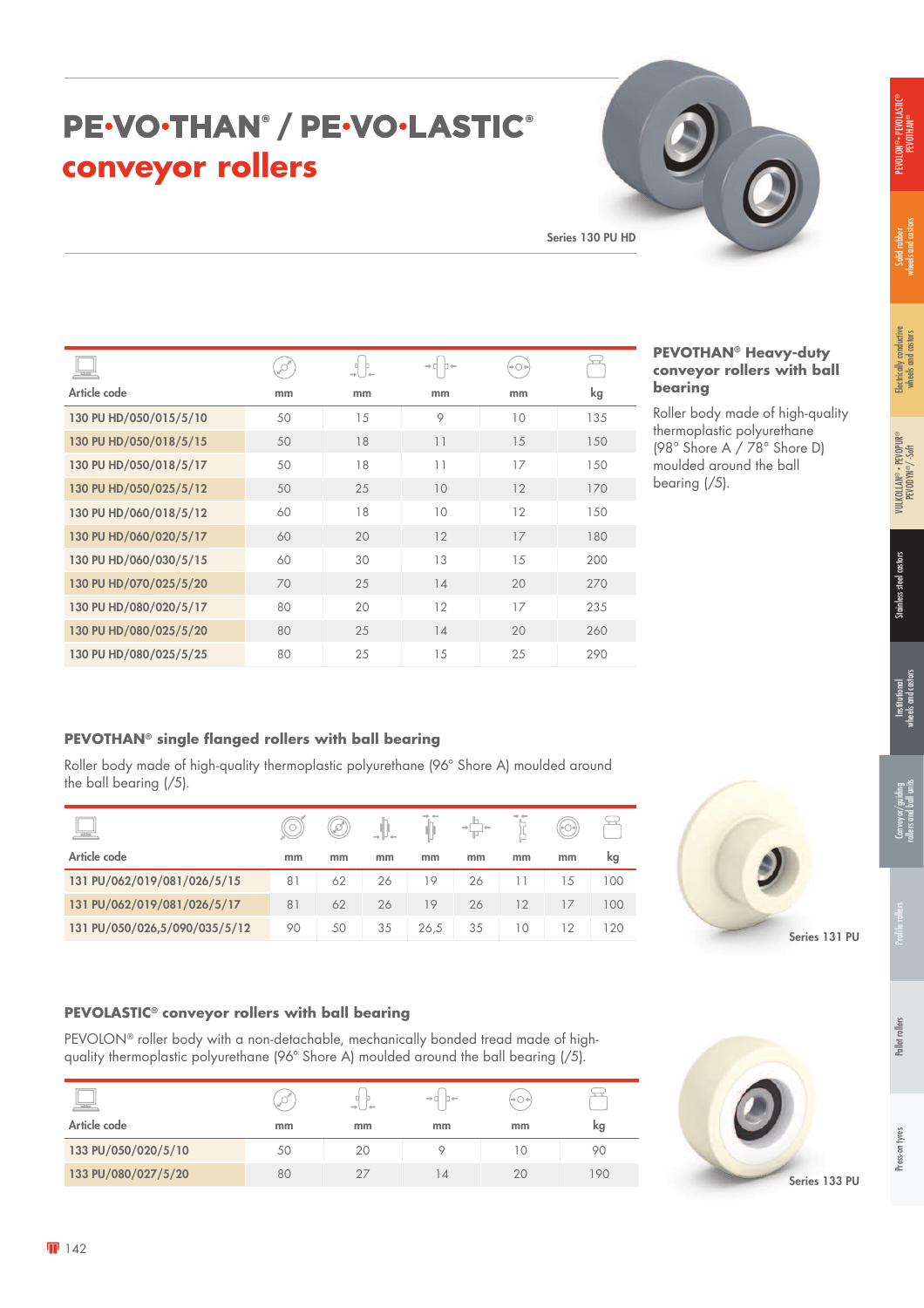# PE•VO•THAN® / PE•VO•LASTIC®

## conveyor rollers

Series 130 PU HD

| Article code | mm | mm | mm | mm | kg |
|---|---|---|---|---|---|
| 130 PU HD/050/015/5/10 | 50 | 15 | 9 | 10 | 135 |
| 130 PU HD/050/018/5/15 | 50 | 18 | 11 | 15 | 150 |
| 130 PU HD/050/018/5/17 | 50 | 18 | 11 | 17 | 150 |
| 130 PU HD/050/025/5/12 | 50 | 25 | 10 | 12 | 170 |
| 130 PU HD/060/018/5/12 | 60 | 18 | 10 | 12 | 150 |
| 130 PU HD/060/020/5/17 | 60 | 20 | 12 | 17 | 180 |
| 130 PU HD/060/030/5/15 | 60 | 30 | 13 | 15 | 200 |
| 130 PU HD/070/025/5/20 | 70 | 25 | 14 | 20 | 270 |
| 130 PU HD/080/020/5/17 | 80 | 20 | 12 | 17 | 235 |
| 130 PU HD/080/025/5/20 | 80 | 25 | 14 | 20 | 260 |
| 130 PU HD/080/025/5/25 | 80 | 25 | 15 | 25 | 290 |

### PEVOTHAN® Heavy-duty conveyor rollers with ball bearing

Roller body made of high-quality thermoplastic polyurethane (98° Shore A / 78° Shore D) moulded around the ball bearing (/5).

### PEVOTHAN® single flanged rollers with ball bearing

Roller body made of high-quality thermoplastic polyurethane (96° Shore A) moulded around the ball bearing (/5).

| Article code | mm | mm | mm | mm | mm | mm | mm | kg |
|---|---|---|---|---|---|---|---|---|
| 131 PU/062/019/081/026/5/15 | 81 | 62 | 26 | 19 | 26 | 11 | 15 | 100 |
| 131 PU/062/019/081/026/5/17 | 81 | 62 | 26 | 19 | 26 | 12 | 17 | 100 |
| 131 PU/050/026,5/090/035/5/12 | 90 | 50 | 35 | 26,5 | 35 | 10 | 12 | 120 |

Series 131 PU

### PEVOLASTIC® conveyor rollers with ball bearing

PEVOLON® roller body with a non-detachable, mechanically bonded tread made of high-quality thermoplastic polyurethane (96° Shore A) moulded around the ball bearing (/5).

| Article code | mm | mm | mm | mm | kg |
|---|---|---|---|---|---|
| 133 PU/050/020/5/10 | 50 | 20 | 9 | 10 | 90 |
| 133 PU/080/027/5/20 | 80 | 27 | 14 | 20 | 190 |

Series 133 PU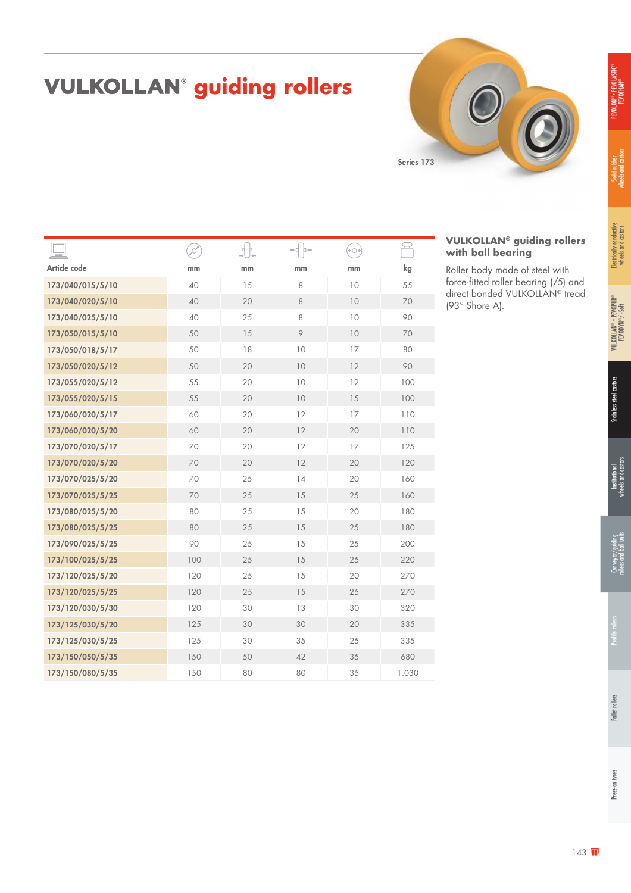# VULKOLLAN® guiding rollers

Series 173

| Article code | mm | mm | mm | mm | kg |
|---|---|---|---|---|---|
| 173/040/015/5/10 | 40 | 15 | 8 | 10 | 55 |
| 173/040/020/5/10 | 40 | 20 | 8 | 10 | 70 |
| 173/040/025/5/10 | 40 | 25 | 8 | 10 | 90 |
| 173/050/015/5/10 | 50 | 15 | 9 | 10 | 70 |
| 173/050/018/5/17 | 50 | 18 | 10 | 17 | 80 |
| 173/050/020/5/12 | 50 | 20 | 10 | 12 | 90 |
| 173/055/020/5/12 | 55 | 20 | 10 | 12 | 100 |
| 173/055/020/5/15 | 55 | 20 | 10 | 15 | 100 |
| 173/060/020/5/17 | 60 | 20 | 12 | 17 | 110 |
| 173/060/020/5/20 | 60 | 20 | 12 | 20 | 110 |
| 173/070/020/5/17 | 70 | 20 | 12 | 17 | 125 |
| 173/070/020/5/20 | 70 | 20 | 12 | 20 | 120 |
| 173/070/025/5/20 | 70 | 25 | 14 | 20 | 160 |
| 173/070/025/5/25 | 70 | 25 | 15 | 25 | 160 |
| 173/080/025/5/20 | 80 | 25 | 15 | 20 | 180 |
| 173/080/025/5/25 | 80 | 25 | 15 | 25 | 180 |
| 173/090/025/5/25 | 90 | 25 | 15 | 25 | 200 |
| 173/100/025/5/25 | 100 | 25 | 15 | 25 | 220 |
| 173/120/025/5/20 | 120 | 25 | 15 | 20 | 270 |
| 173/120/025/5/25 | 120 | 25 | 15 | 25 | 270 |
| 173/120/030/5/30 | 120 | 30 | 13 | 30 | 320 |
| 173/125/030/5/20 | 125 | 30 | 30 | 20 | 335 |
| 173/125/030/5/25 | 125 | 30 | 35 | 25 | 335 |
| 173/150/050/5/35 | 150 | 50 | 42 | 35 | 680 |
| 173/150/080/5/35 | 150 | 80 | 80 | 35 | 1.030 |

**VULKOLLAN® guiding rollers with ball bearing**

Roller body made of steel with force-fitted roller bearing (/5) and direct bonded VULKOLLAN® tread (93° Shore A).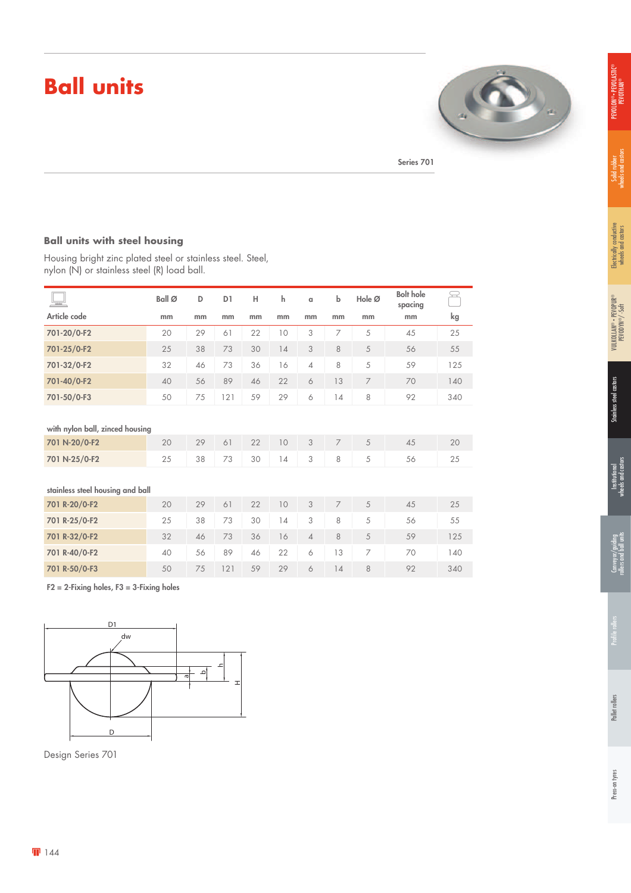# Ball units

Series 701

### Ball units with steel housing

Housing bright zinc plated steel or stainless steel. Steel, nylon (N) or stainless steel (R) load ball.

| Article code | Ball Ø mm | D mm | D1 mm | H mm | h mm | a mm | b mm | Hole Ø mm | Bolt hole spacing mm | kg |
|---|---|---|---|---|---|---|---|---|---|---|
| 701-20/0-F2 | 20 | 29 | 61 | 22 | 10 | 3 | 7 | 5 | 45 | 25 |
| 701-25/0-F2 | 25 | 38 | 73 | 30 | 14 | 3 | 8 | 5 | 56 | 55 |
| 701-32/0-F2 | 32 | 46 | 73 | 36 | 16 | 4 | 8 | 5 | 59 | 125 |
| 701-40/0-F2 | 40 | 56 | 89 | 46 | 22 | 6 | 13 | 7 | 70 | 140 |
| 701-50/0-F3 | 50 | 75 | 121 | 59 | 29 | 6 | 14 | 8 | 92 | 340 |
| **with nylon ball, zinced housing** | | | | | | | | | | |
| 701 N-20/0-F2 | 20 | 29 | 61 | 22 | 10 | 3 | 7 | 5 | 45 | 20 |
| 701 N-25/0-F2 | 25 | 38 | 73 | 30 | 14 | 3 | 8 | 5 | 56 | 25 |
| **stainless steel housing and ball** | | | | | | | | | | |
| 701 R-20/0-F2 | 20 | 29 | 61 | 22 | 10 | 3 | 7 | 5 | 45 | 25 |
| 701 R-25/0-F2 | 25 | 38 | 73 | 30 | 14 | 3 | 8 | 5 | 56 | 55 |
| 701 R-32/0-F2 | 32 | 46 | 73 | 36 | 16 | 4 | 8 | 5 | 59 | 125 |
| 701 R-40/0-F2 | 40 | 56 | 89 | 46 | 22 | 6 | 13 | 7 | 70 | 140 |
| 701 R-50/0-F3 | 50 | 75 | 121 | 59 | 29 | 6 | 14 | 8 | 92 | 340 |

F2 = 2-Fixing holes, F3 = 3-Fixing holes

Design Series 701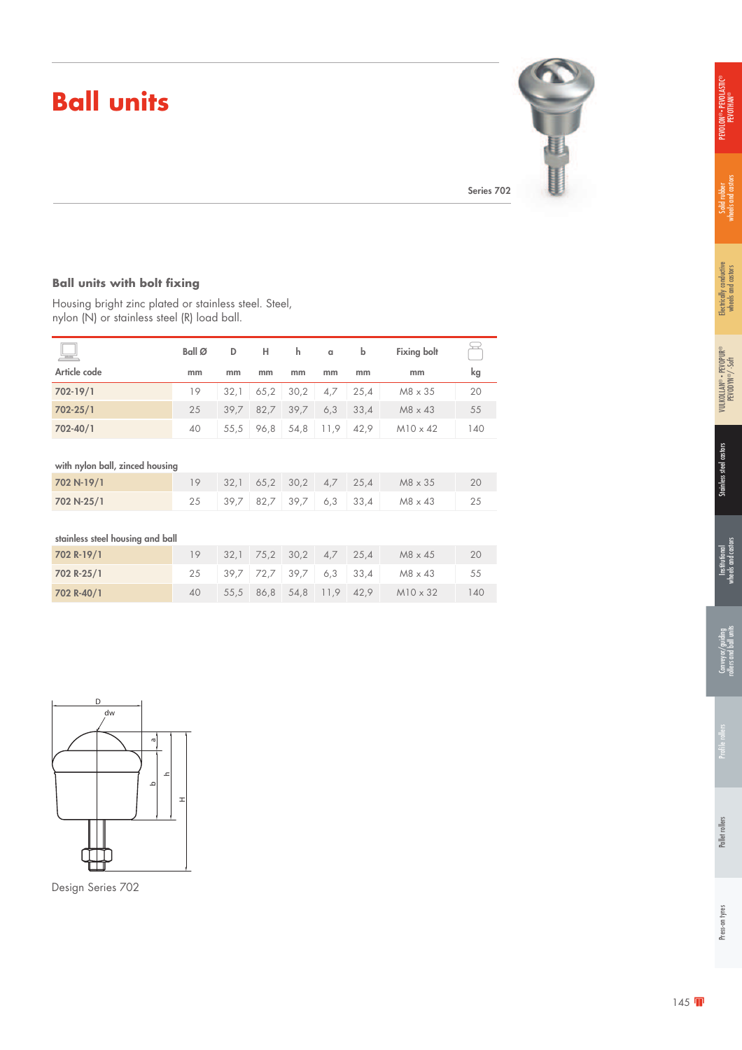# Ball units

Series 702

### Ball units with bolt fixing

Housing bright zinc plated or stainless steel. Steel, nylon (N) or stainless steel (R) load ball.

| Article code | Ball Ø | D | H | h | a | b | Fixing bolt | |
|---|---|---|---|---|---|---|---|---|
| | mm | mm | mm | mm | mm | mm | mm | kg |
| **702-19/1** | 19 | 32,1 | 65,2 | 30,2 | 4,7 | 25,4 | M8 x 35 | 20 |
| **702-25/1** | 25 | 39,7 | 82,7 | 39,7 | 6,3 | 33,4 | M8 x 43 | 55 |
| **702-40/1** | 40 | 55,5 | 96,8 | 54,8 | 11,9 | 42,9 | M10 x 42 | 140 |
| with nylon ball, zinced housing | | | | | | | | |
| **702 N-19/1** | 19 | 32,1 | 65,2 | 30,2 | 4,7 | 25,4 | M8 x 35 | 20 |
| **702 N-25/1** | 25 | 39,7 | 82,7 | 39,7 | 6,3 | 33,4 | M8 x 43 | 25 |
| stainless steel housing and ball | | | | | | | | |
| **702 R-19/1** | 19 | 32,1 | 75,2 | 30,2 | 4,7 | 25,4 | M8 x 45 | 20 |
| **702 R-25/1** | 25 | 39,7 | 72,7 | 39,7 | 6,3 | 33,4 | M8 x 43 | 55 |
| **702 R-40/1** | 40 | 55,5 | 86,8 | 54,8 | 11,9 | 42,9 | M10 x 32 | 140 |

Design Series 702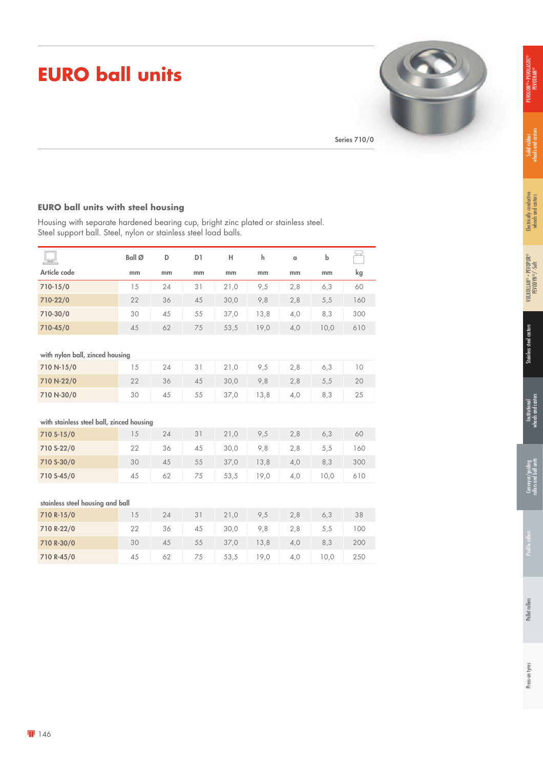# EURO ball units

Series 710/0

### EURO ball units with steel housing

Housing with separate hardened bearing cup, bright zinc plated or stainless steel.
Steel support ball. Steel, nylon or stainless steel load balls.

| Article code | Ball Ø mm | D mm | D1 mm | H mm | h mm | a mm | b mm | kg |
|---|---|---|---|---|---|---|---|---|
| 710-15/0 | 15 | 24 | 31 | 21,0 | 9,5 | 2,8 | 6,3 | 60 |
| 710-22/0 | 22 | 36 | 45 | 30,0 | 9,8 | 2,8 | 5,5 | 160 |
| 710-30/0 | 30 | 45 | 55 | 37,0 | 13,8 | 4,0 | 8,3 | 300 |
| 710-45/0 | 45 | 62 | 75 | 53,5 | 19,0 | 4,0 | 10,0 | 610 |
| **with nylon ball, zinced housing** | | | | | | | | |
| 710 N-15/0 | 15 | 24 | 31 | 21,0 | 9,5 | 2,8 | 6,3 | 10 |
| 710 N-22/0 | 22 | 36 | 45 | 30,0 | 9,8 | 2,8 | 5,5 | 20 |
| 710 N-30/0 | 30 | 45 | 55 | 37,0 | 13,8 | 4,0 | 8,3 | 25 |
| **with stainless steel ball, zinced housing** | | | | | | | | |
| 710 S-15/0 | 15 | 24 | 31 | 21,0 | 9,5 | 2,8 | 6,3 | 60 |
| 710 S-22/0 | 22 | 36 | 45 | 30,0 | 9,8 | 2,8 | 5,5 | 160 |
| 710 S-30/0 | 30 | 45 | 55 | 37,0 | 13,8 | 4,0 | 8,3 | 300 |
| 710 S-45/0 | 45 | 62 | 75 | 53,5 | 19,0 | 4,0 | 10,0 | 610 |
| **stainless steel housing and ball** | | | | | | | | |
| 710 R-15/0 | 15 | 24 | 31 | 21,0 | 9,5 | 2,8 | 6,3 | 38 |
| 710 R-22/0 | 22 | 36 | 45 | 30,0 | 9,8 | 2,8 | 5,5 | 100 |
| 710 R-30/0 | 30 | 45 | 55 | 37,0 | 13,8 | 4,0 | 8,3 | 200 |
| 710 R-45/0 | 45 | 62 | 75 | 53,5 | 19,0 | 4,0 | 10,0 | 250 |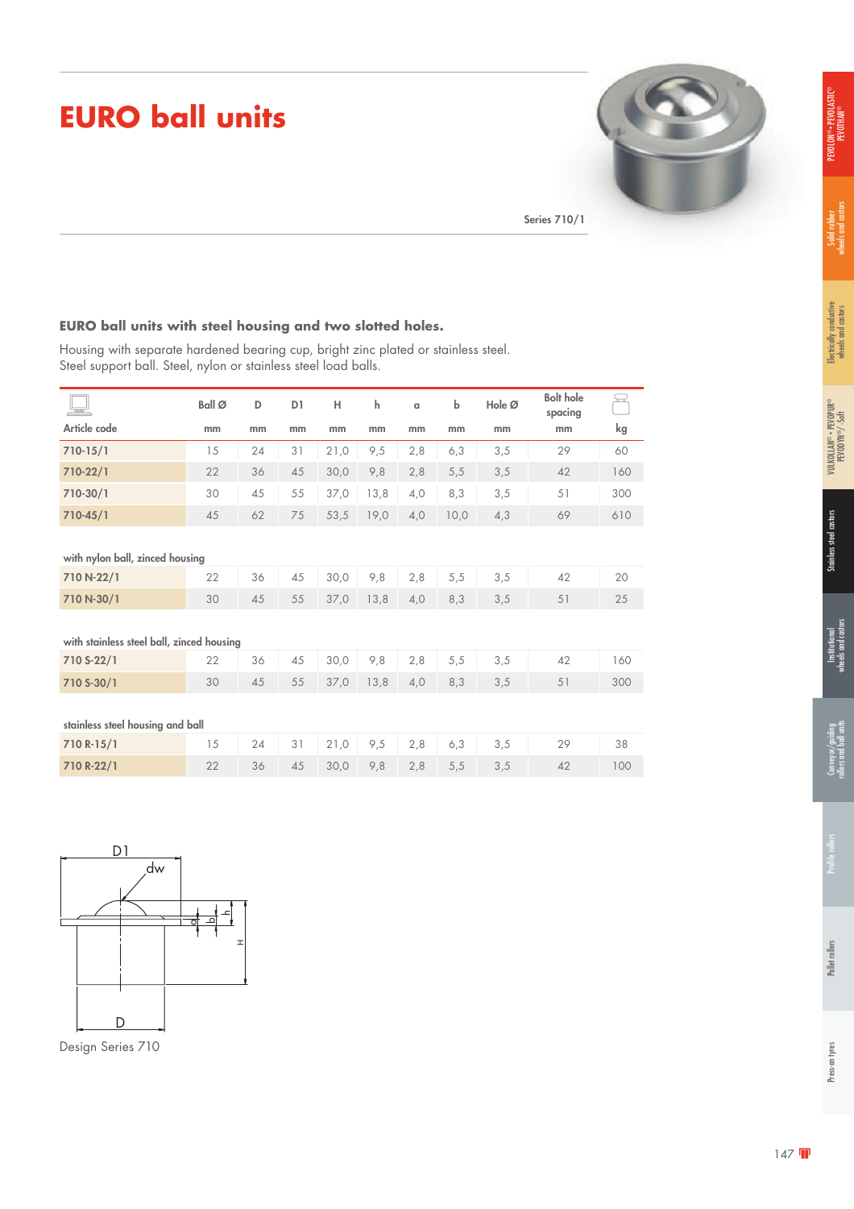# EURO ball units

Series 710/1

### EURO ball units with steel housing and two slotted holes.

Housing with separate hardened bearing cup, bright zinc plated or stainless steel.
Steel support ball. Steel, nylon or stainless steel load balls.

| Article code | Ball Ø mm | D mm | D1 mm | H mm | h mm | a mm | b mm | Hole Ø mm | Bolt hole spacing mm | kg |
|---|---|---|---|---|---|---|---|---|---|---|
| 710-15/1 | 15 | 24 | 31 | 21,0 | 9,5 | 2,8 | 6,3 | 3,5 | 29 | 60 |
| 710-22/1 | 22 | 36 | 45 | 30,0 | 9,8 | 2,8 | 5,5 | 3,5 | 42 | 160 |
| 710-30/1 | 30 | 45 | 55 | 37,0 | 13,8 | 4,0 | 8,3 | 3,5 | 51 | 300 |
| 710-45/1 | 45 | 62 | 75 | 53,5 | 19,0 | 4,0 | 10,0 | 4,3 | 69 | 610 |
| with nylon ball, zinced housing | | | | | | | | | | |
| 710 N-22/1 | 22 | 36 | 45 | 30,0 | 9,8 | 2,8 | 5,5 | 3,5 | 42 | 20 |
| 710 N-30/1 | 30 | 45 | 55 | 37,0 | 13,8 | 4,0 | 8,3 | 3,5 | 51 | 25 |
| with stainless steel ball, zinced housing | | | | | | | | | | |
| 710 S-22/1 | 22 | 36 | 45 | 30,0 | 9,8 | 2,8 | 5,5 | 3,5 | 42 | 160 |
| 710 S-30/1 | 30 | 45 | 55 | 37,0 | 13,8 | 4,0 | 8,3 | 3,5 | 51 | 300 |
| stainless steel housing and ball | | | | | | | | | | |
| 710 R-15/1 | 15 | 24 | 31 | 21,0 | 9,5 | 2,8 | 6,3 | 3,5 | 29 | 38 |
| 710 R-22/1 | 22 | 36 | 45 | 30,0 | 9,8 | 2,8 | 5,5 | 3,5 | 42 | 100 |

D1
dw
a
b
h
H
D

Design Series 710